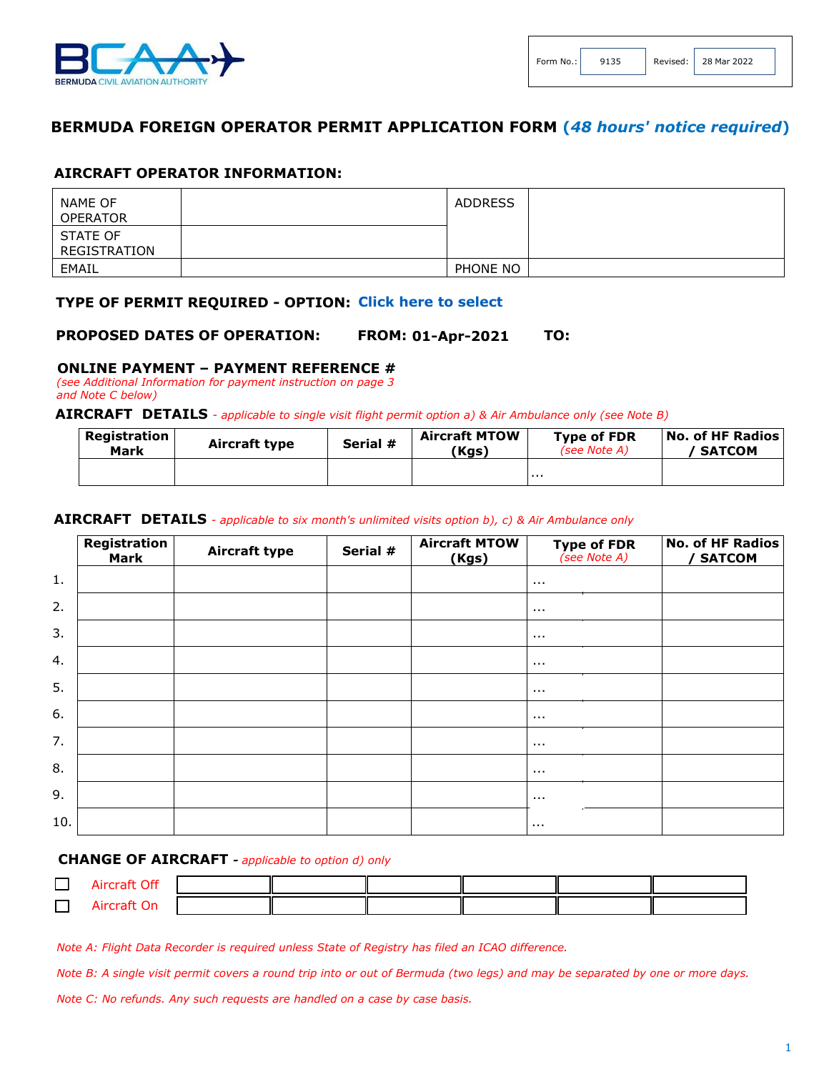BERMUDA CIVIL AVIATION AUTHORITY

| Form No.: | 9135 | Revised: | 28 Mar 2022 |
| --- | --- | --- | --- |

# BERMUDA FOREIGN OPERATOR PERMIT APPLICATION FORM *(48 hours' notice required)*

## AIRCRAFT OPERATOR INFORMATION:

| NAME OF OPERATOR | | ADDRESS | |
| --- | --- | --- | --- |
| STATE OF REGISTRATION | | | |
| EMAIL | | PHONE NO | |

**TYPE OF PERMIT REQUIRED - OPTION: Click here to select**

**PROPOSED DATES OF OPERATION: FROM: 01-Apr-2021 TO:**

**ONLINE PAYMENT – PAYMENT REFERENCE #**
*(see Additional Information for payment instruction on page 3 and Note C below)*

**AIRCRAFT DETAILS** *- applicable to single visit flight permit option a) & Air Ambulance only (see Note B)*

| Registration Mark | Aircraft type | Serial # | Aircraft MTOW (Kgs) | Type of FDR *(see Note A)* | No. of HF Radios / SATCOM |
| --- | --- | --- | --- | --- | --- |
| | | | | ... | |

**AIRCRAFT DETAILS** *- applicable to six month's unlimited visits option b), c) & Air Ambulance only*

| | Registration Mark | Aircraft type | Serial # | Aircraft MTOW (Kgs) | Type of FDR *(see Note A)* | No. of HF Radios / SATCOM |
| --- | --- | --- | --- | --- | --- | --- |
| 1. | | | | | ... | |
| 2. | | | | | ... | |
| 3. | | | | | ... | |
| 4. | | | | | ... | |
| 5. | | | | | ... | |
| 6. | | | | | ... | |
| 7. | | | | | ... | |
| 8. | | | | | ... | |
| 9. | | | | | ... | |
| 10. | | | | | ... | |

**CHANGE OF AIRCRAFT -** *applicable to option d) only*

| | | | | | | |
| --- | --- | --- | --- | --- | --- | --- |
| ☐ Aircraft Off | | | | | | |
| ☐ Aircraft On | | | | | | |

*Note A: Flight Data Recorder is required unless State of Registry has filed an ICAO difference.*

*Note B: A single visit permit covers a round trip into or out of Bermuda (two legs) and may be separated by one or more days.*

*Note C: No refunds. Any such requests are handled on a case by case basis.*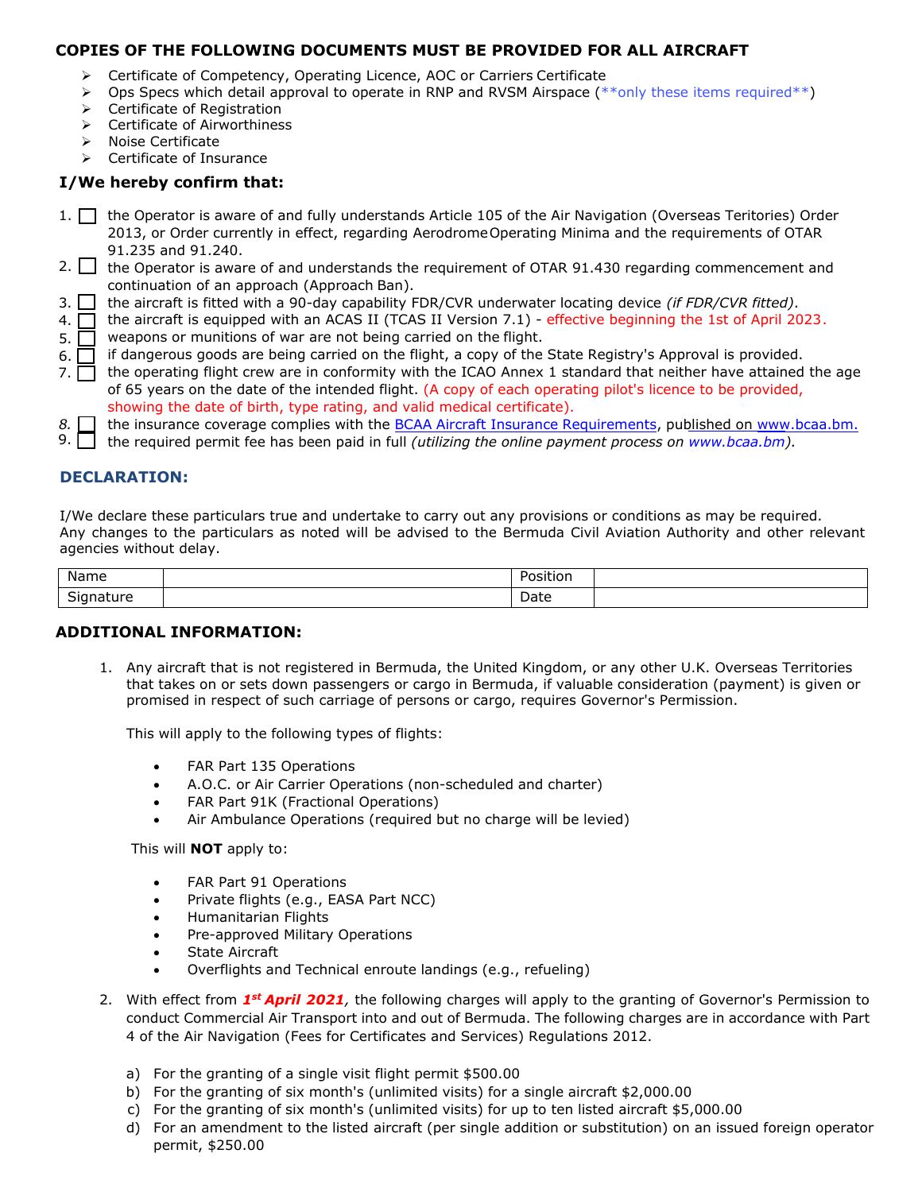**COPIES OF THE FOLLOWING DOCUMENTS MUST BE PROVIDED FOR ALL AIRCRAFT**

- Certificate of Competency, Operating Licence, AOC or Carriers Certificate
- Ops Specs which detail approval to operate in RNP and RVSM Airspace (**only these items required**)
- Certificate of Registration
- Certificate of Airworthiness
- Noise Certificate
- Certificate of Insurance

### I/We hereby confirm that:

1. ☐ the Operator is aware of and fully understands Article 105 of the Air Navigation (Overseas Teritories) Order 2013, or Order currently in effect, regarding Aerodrome Operating Minima and the requirements of OTAR 91.235 and 91.240.
2. ☐ the Operator is aware of and understands the requirement of OTAR 91.430 regarding commencement and continuation of an approach (Approach Ban).
3. ☐ the aircraft is fitted with a 90-day capability FDR/CVR underwater locating device *(if FDR/CVR fitted)*.
4. ☐ the aircraft is equipped with an ACAS II (TCAS II Version 7.1) - effective beginning the 1st of April 2023.
5. ☐ weapons or munitions of war are not being carried on the flight.
6. ☐ if dangerous goods are being carried on the flight, a copy of the State Registry's Approval is provided.
7. ☐ the operating flight crew are in conformity with the ICAO Annex 1 standard that neither have attained the age of 65 years on the date of the intended flight. (A copy of each operating pilot's licence to be provided, showing the date of birth, type rating, and valid medical certificate).
8. ☐ the insurance coverage complies with the BCAA Aircraft Insurance Requirements, published on www.bcaa.bm.
9. ☐ the required permit fee has been paid in full *(utilizing the online payment process on www.bcaa.bm)*.

### DECLARATION:

I/We declare these particulars true and undertake to carry out any provisions or conditions as may be required. Any changes to the particulars as noted will be advised to the Bermuda Civil Aviation Authority and other relevant agencies without delay.

| Name | | Position | |
|---|---|---|---|
| Signature | | Date | |

### ADDITIONAL INFORMATION:

1. Any aircraft that is not registered in Bermuda, the United Kingdom, or any other U.K. Overseas Territories that takes on or sets down passengers or cargo in Bermuda, if valuable consideration (payment) is given or promised in respect of such carriage of persons or cargo, requires Governor's Permission.

   This will apply to the following types of flights:

   - FAR Part 135 Operations
   - A.O.C. or Air Carrier Operations (non-scheduled and charter)
   - FAR Part 91K (Fractional Operations)
   - Air Ambulance Operations (required but no charge will be levied)

   This will **NOT** apply to:

   - FAR Part 91 Operations
   - Private flights (e.g., EASA Part NCC)
   - Humanitarian Flights
   - Pre-approved Military Operations
   - State Aircraft
   - Overflights and Technical enroute landings (e.g., refueling)

2. With effect from ***1st April 2021***, the following charges will apply to the granting of Governor's Permission to conduct Commercial Air Transport into and out of Bermuda. The following charges are in accordance with Part 4 of the Air Navigation (Fees for Certificates and Services) Regulations 2012.

   a) For the granting of a single visit flight permit $500.00
   b) For the granting of six month's (unlimited visits) for a single aircraft $2,000.00
   c) For the granting of six month's (unlimited visits) for up to ten listed aircraft $5,000.00
   d) For an amendment to the listed aircraft (per single addition or substitution) on an issued foreign operator permit, $250.00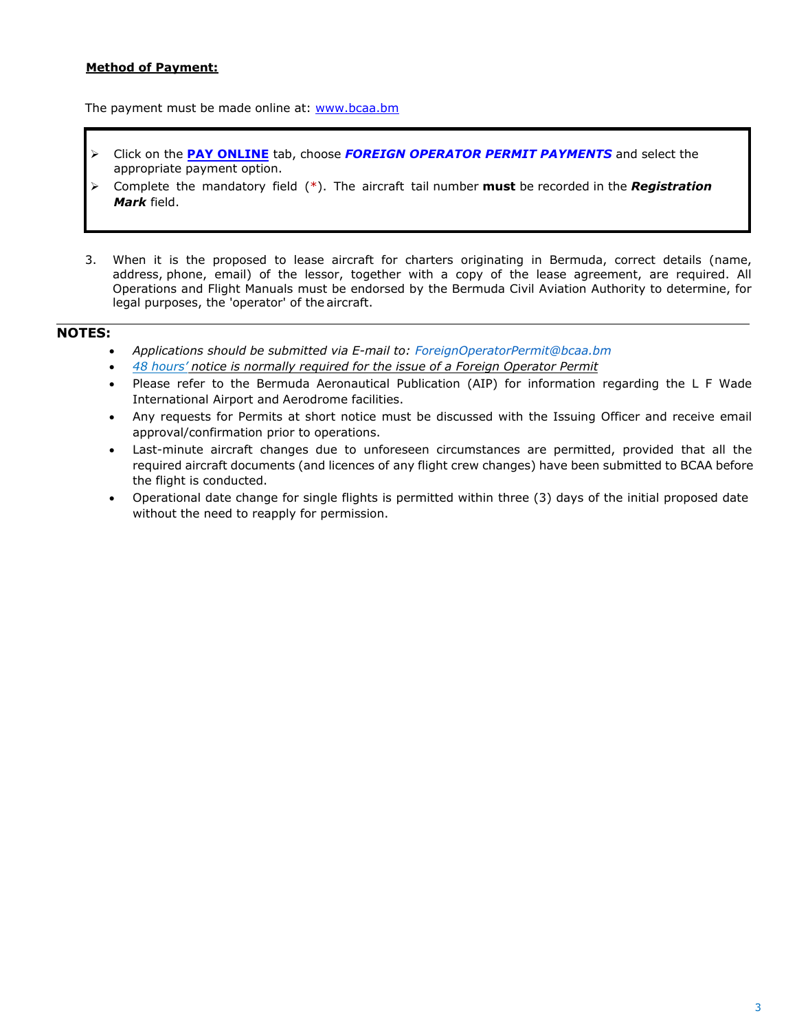**Method of Payment:**

The payment must be made online at: www.bcaa.bm

> - Click on the **PAY ONLINE** tab, choose ***FOREIGN OPERATOR PERMIT PAYMENTS*** and select the appropriate payment option.
> - Complete the mandatory field (*). The aircraft tail number **must** be recorded in the ***Registration Mark*** field.

3. When it is the proposed to lease aircraft for charters originating in Bermuda, correct details (name, address, phone, email) of the lessor, together with a copy of the lease agreement, are required. All Operations and Flight Manuals must be endorsed by the Bermuda Civil Aviation Authority to determine, for legal purposes, the 'operator' of the aircraft.

---

**NOTES:**

- *Applications should be submitted via E-mail to: ForeignOperatorPermit@bcaa.bm*
- *48 hours' notice is normally required for the issue of a Foreign Operator Permit*
- Please refer to the Bermuda Aeronautical Publication (AIP) for information regarding the L F Wade International Airport and Aerodrome facilities.
- Any requests for Permits at short notice must be discussed with the Issuing Officer and receive email approval/confirmation prior to operations.
- Last-minute aircraft changes due to unforeseen circumstances are permitted, provided that all the required aircraft documents (and licences of any flight crew changes) have been submitted to BCAA before the flight is conducted.
- Operational date change for single flights is permitted within three (3) days of the initial proposed date without the need to reapply for permission.